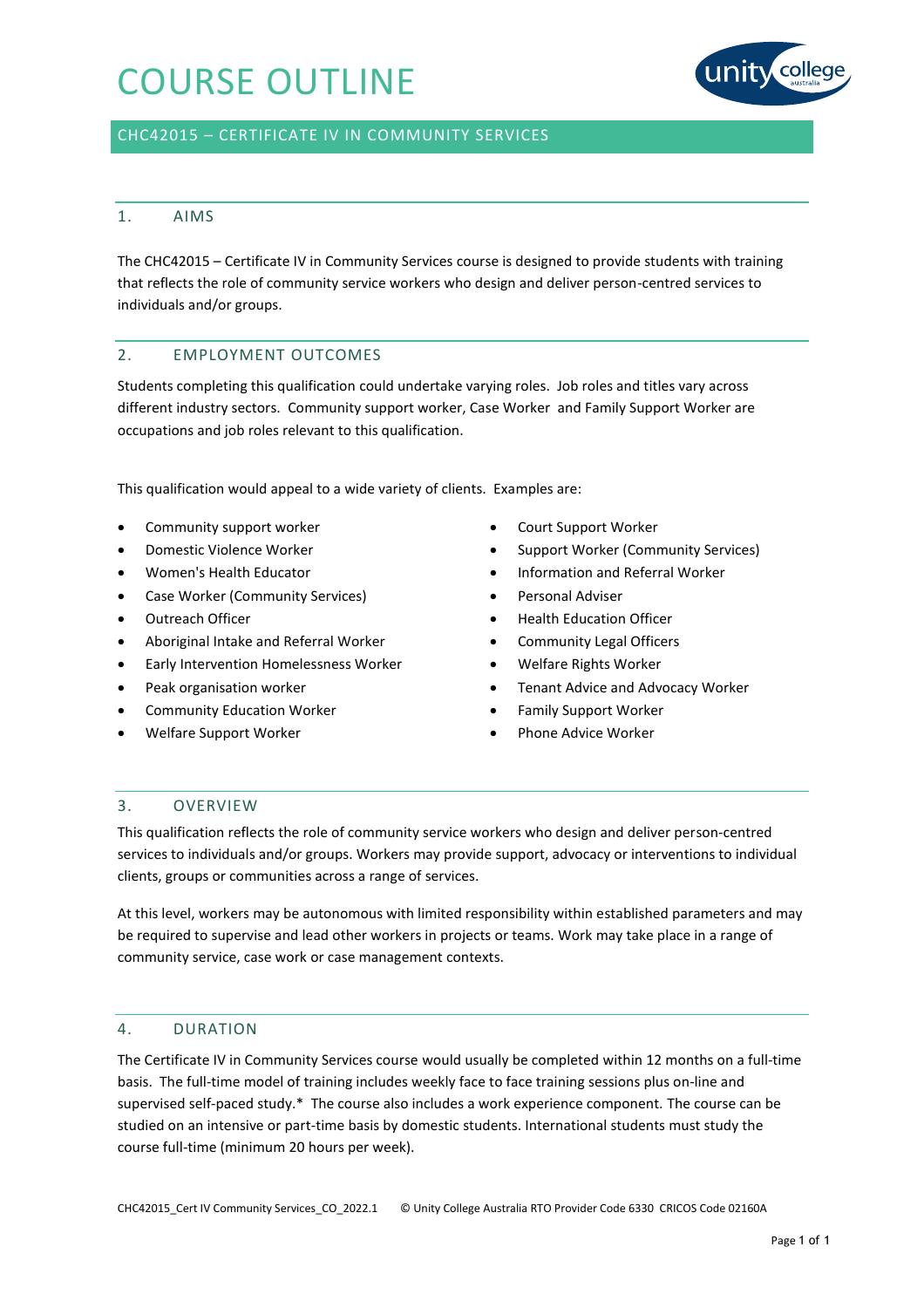# COURSE OUTLINE

## CHC42015 – CERTIFICATE IV IN COMMUNITY SERVICES

### 1. AIMS

The CHC42015 – Certificate IV in Community Services course is designed to provide students with training that reflects the role of community service workers who design and deliver person-centred services to individuals and/or groups.

### 2. EMPLOYMENT OUTCOMES

Students completing this qualification could undertake varying roles. Job roles and titles vary across different industry sectors. Community support worker, Case Worker and Family Support Worker are occupations and job roles relevant to this qualification.

This qualification would appeal to a wide variety of clients. Examples are:

- Community support worker
- Domestic Violence Worker
- Women's Health Educator
- Case Worker (Community Services)
- Outreach Officer
- Aboriginal Intake and Referral Worker
- Early Intervention Homelessness Worker
- Peak organisation worker
- Community Education Worker
- Welfare Support Worker
- Court Support Worker
- Support Worker (Community Services)
- Information and Referral Worker
- Personal Adviser
- Health Education Officer
- Community Legal Officers
- Welfare Rights Worker
- Tenant Advice and Advocacy Worker
- Family Support Worker
- Phone Advice Worker

### 3. OVERVIEW

This qualification reflects the role of community service workers who design and deliver person-centred services to individuals and/or groups. Workers may provide support, advocacy or interventions to individual clients, groups or communities across a range of services.

At this level, workers may be autonomous with limited responsibility within established parameters and may be required to supervise and lead other workers in projects or teams. Work may take place in a range of community service, case work or case management contexts.

### 4. DURATION

The Certificate IV in Community Services course would usually be completed within 12 months on a full-time basis. The full-time model of training includes weekly face to face training sessions plus on-line and supervised self-paced study.* The course also includes a work experience component. The course can be studied on an intensive or part-time basis by domestic students. International students must study the course full-time (minimum 20 hours per week).

CHC42015_Cert IV Community Services_CO_2022.1 © Unity College Australia RTO Provider Code 6330 CRICOS Code 02160A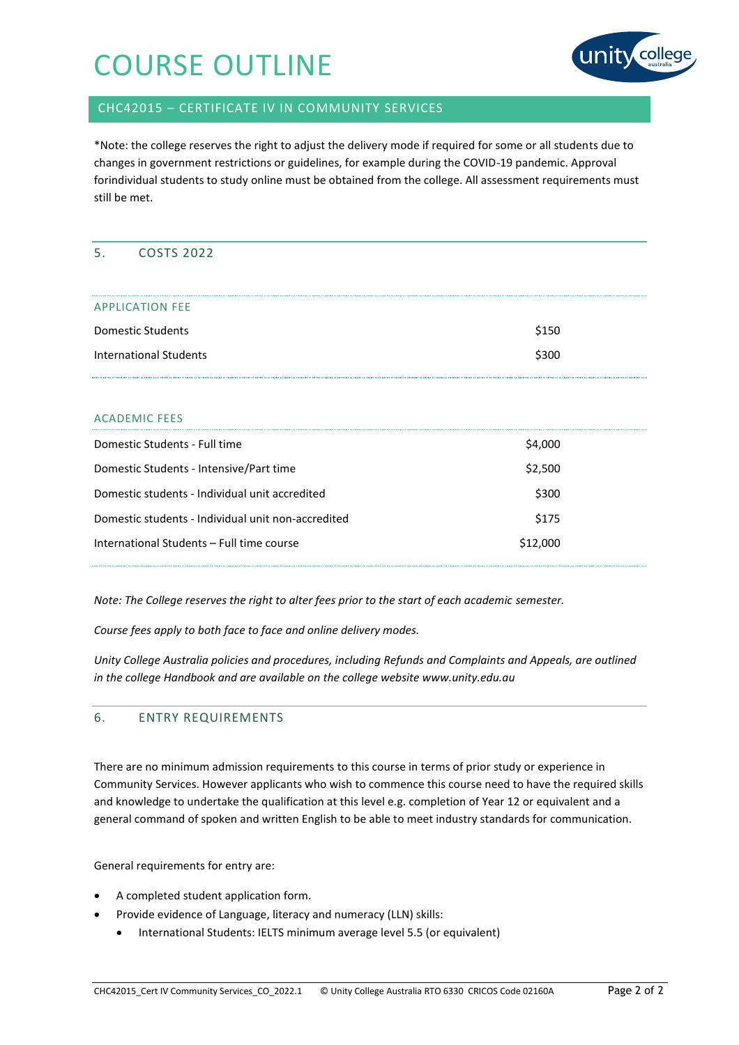# COURSE OUTLINE

## CHC42015 – CERTIFICATE IV IN COMMUNITY SERVICES

*Note: the college reserves the right to adjust the delivery mode if required for some or all students due to changes in government restrictions or guidelines, for example during the COVID-19 pandemic. Approval forindividual students to study online must be obtained from the college. All assessment requirements must still be met.

## 5. COSTS 2022

| APPLICATION FEE | |
|---|---|
| Domestic Students | $150 |
| International Students | $300 |

| ACADEMIC FEES | |
|---|---|
| Domestic Students - Full time | $4,000 |
| Domestic Students - Intensive/Part time | $2,500 |
| Domestic students - Individual unit accredited | $300 |
| Domestic students - Individual unit non-accredited | $175 |
| International Students – Full time course | $12,000 |

*Note: The College reserves the right to alter fees prior to the start of each academic semester.*

*Course fees apply to both face to face and online delivery modes.*

*Unity College Australia policies and procedures, including Refunds and Complaints and Appeals, are outlined in the college Handbook and are available on the college website www.unity.edu.au*

## 6. ENTRY REQUIREMENTS

There are no minimum admission requirements to this course in terms of prior study or experience in Community Services. However applicants who wish to commence this course need to have the required skills and knowledge to undertake the qualification at this level e.g. completion of Year 12 or equivalent and a general command of spoken and written English to be able to meet industry standards for communication.

General requirements for entry are:

- A completed student application form.
- Provide evidence of Language, literacy and numeracy (LLN) skills:
  - International Students: IELTS minimum average level 5.5 (or equivalent)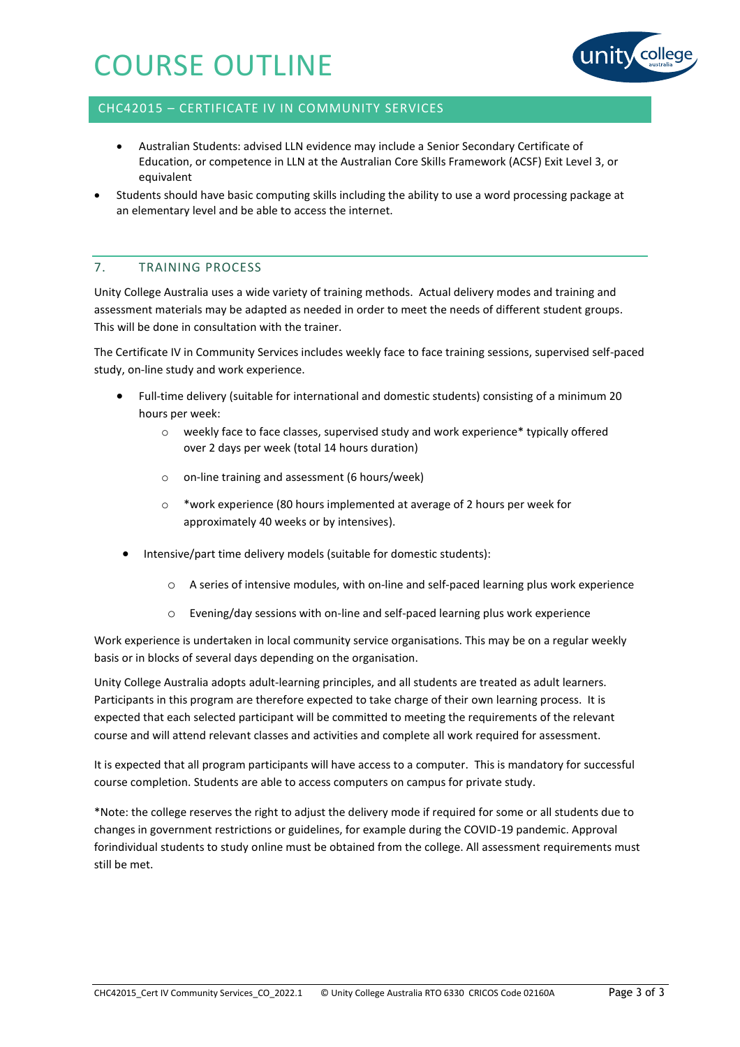- Australian Students: advised LLN evidence may include a Senior Secondary Certificate of Education, or competence in LLN at the Australian Core Skills Framework (ACSF) Exit Level 3, or equivalent

- Students should have basic computing skills including the ability to use a word processing package at an elementary level and be able to access the internet.

## 7. TRAINING PROCESS

Unity College Australia uses a wide variety of training methods. Actual delivery modes and training and assessment materials may be adapted as needed in order to meet the needs of different student groups. This will be done in consultation with the trainer.

The Certificate IV in Community Services includes weekly face to face training sessions, supervised self-paced study, on-line study and work experience.

- Full-time delivery (suitable for international and domestic students) consisting of a minimum 20 hours per week:
  - weekly face to face classes, supervised study and work experience* typically offered over 2 days per week (total 14 hours duration)
  - on-line training and assessment (6 hours/week)
  - *work experience (80 hours implemented at average of 2 hours per week for approximately 40 weeks or by intensives).
- Intensive/part time delivery models (suitable for domestic students):
  - A series of intensive modules, with on-line and self-paced learning plus work experience
  - Evening/day sessions with on-line and self-paced learning plus work experience

Work experience is undertaken in local community service organisations. This may be on a regular weekly basis or in blocks of several days depending on the organisation.

Unity College Australia adopts adult-learning principles, and all students are treated as adult learners. Participants in this program are therefore expected to take charge of their own learning process. It is expected that each selected participant will be committed to meeting the requirements of the relevant course and will attend relevant classes and activities and complete all work required for assessment.

It is expected that all program participants will have access to a computer. This is mandatory for successful course completion. Students are able to access computers on campus for private study.

*Note: the college reserves the right to adjust the delivery mode if required for some or all students due to changes in government restrictions or guidelines, for example during the COVID-19 pandemic. Approval forindividual students to study online must be obtained from the college. All assessment requirements must still be met.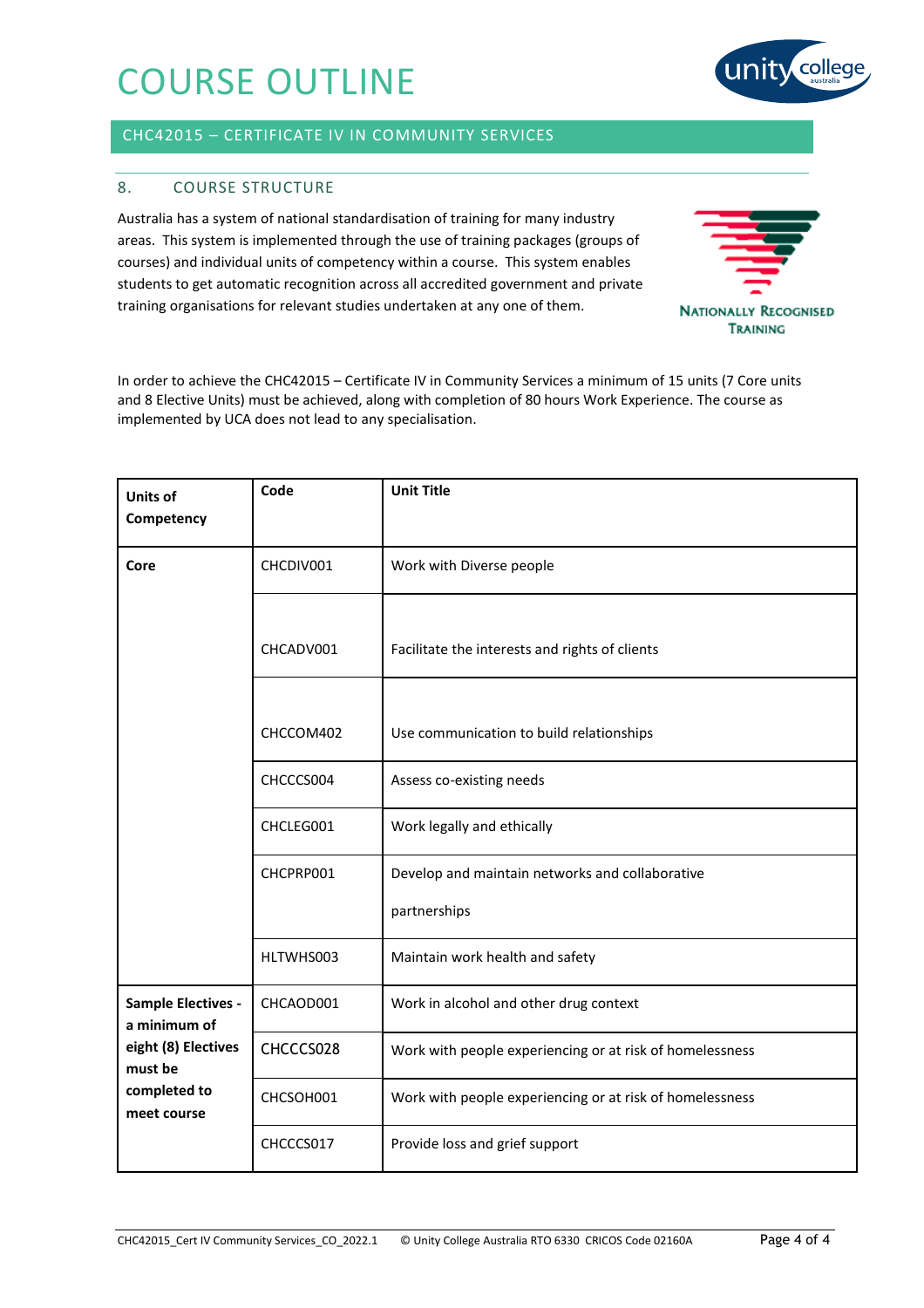# COURSE OUTLINE

## CHC42015 – CERTIFICATE IV IN COMMUNITY SERVICES

### 8. COURSE STRUCTURE

Australia has a system of national standardisation of training for many industry areas. This system is implemented through the use of training packages (groups of courses) and individual units of competency within a course. This system enables students to get automatic recognition across all accredited government and private training organisations for relevant studies undertaken at any one of them.

NATIONALLY RECOGNISED TRAINING

In order to achieve the CHC42015 – Certificate IV in Community Services a minimum of 15 units (7 Core units and 8 Elective Units) must be achieved, along with completion of 80 hours Work Experience. The course as implemented by UCA does not lead to any specialisation.

| Units of Competency | Code | Unit Title |
|---|---|---|
| **Core** | CHCDIV001 | Work with Diverse people |
| | CHCADV001 | Facilitate the interests and rights of clients |
| | CHCCOM402 | Use communication to build relationships |
| | CHCCCS004 | Assess co-existing needs |
| | CHCLEG001 | Work legally and ethically |
| | CHCPRP001 | Develop and maintain networks and collaborative partnerships |
| | HLTWHS003 | Maintain work health and safety |
| **Sample Electives - a minimum of eight (8) Electives must be completed to meet course** | CHCAOD001 | Work in alcohol and other drug context |
| | CHCCCS028 | Work with people experiencing or at risk of homelessness |
| | CHCSOH001 | Work with people experiencing or at risk of homelessness |
| | CHCCCS017 | Provide loss and grief support |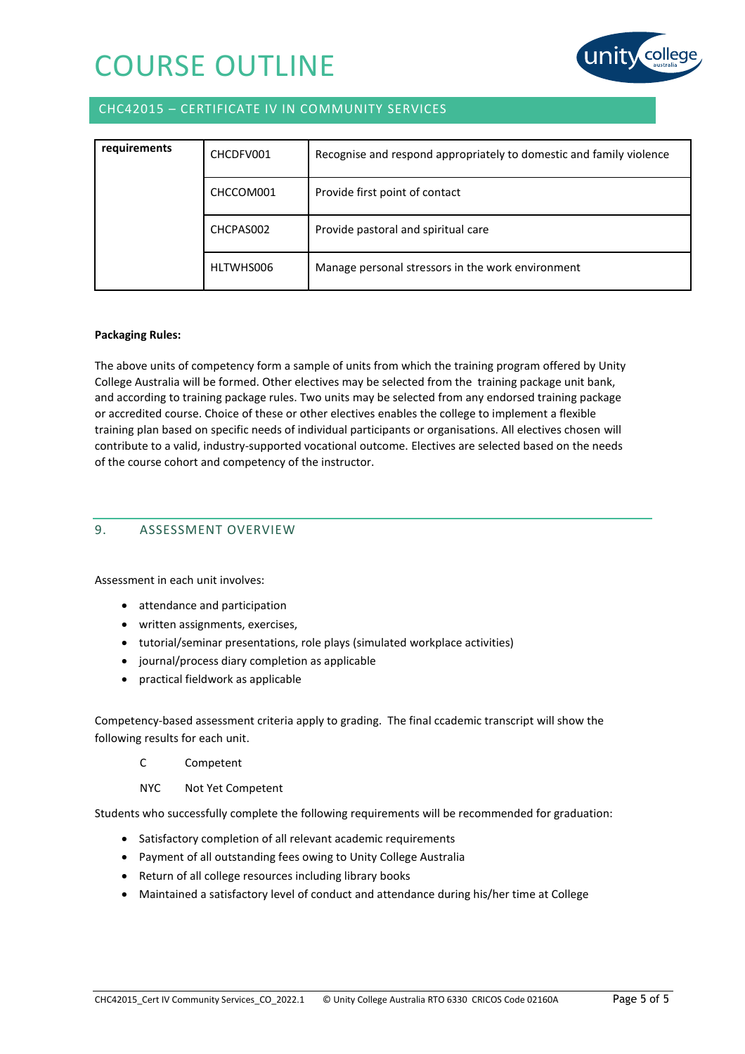| requirements | CHCDFV001 | Recognise and respond appropriately to domestic and family violence |
|---|---|---|
| | CHCCOM001 | Provide first point of contact |
| | CHCPAS002 | Provide pastoral and spiritual care |
| | HLTWHS006 | Manage personal stressors in the work environment |

**Packaging Rules:**

The above units of competency form a sample of units from which the training program offered by Unity College Australia will be formed. Other electives may be selected from the training package unit bank, and according to training package rules. Two units may be selected from any endorsed training package or accredited course. Choice of these or other electives enables the college to implement a flexible training plan based on specific needs of individual participants or organisations. All electives chosen will contribute to a valid, industry-supported vocational outcome. Electives are selected based on the needs of the course cohort and competency of the instructor.

## 9. ASSESSMENT OVERVIEW

Assessment in each unit involves:

- attendance and participation
- written assignments, exercises,
- tutorial/seminar presentations, role plays (simulated workplace activities)
- journal/process diary completion as applicable
- practical fieldwork as applicable

Competency-based assessment criteria apply to grading. The final ccademic transcript will show the following results for each unit.

C Competent

NYC Not Yet Competent

Students who successfully complete the following requirements will be recommended for graduation:

- Satisfactory completion of all relevant academic requirements
- Payment of all outstanding fees owing to Unity College Australia
- Return of all college resources including library books
- Maintained a satisfactory level of conduct and attendance during his/her time at College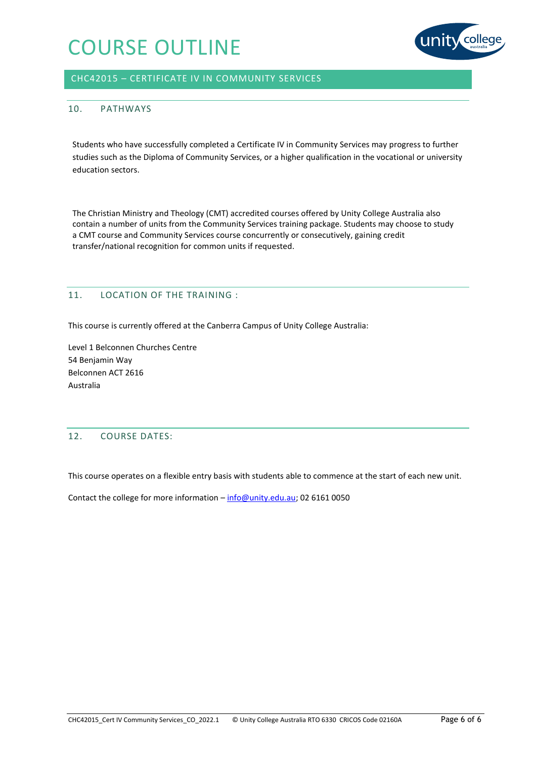## 10. PATHWAYS

Students who have successfully completed a Certificate IV in Community Services may progress to further studies such as the Diploma of Community Services, or a higher qualification in the vocational or university education sectors.

The Christian Ministry and Theology (CMT) accredited courses offered by Unity College Australia also contain a number of units from the Community Services training package. Students may choose to study a CMT course and Community Services course concurrently or consecutively, gaining credit transfer/national recognition for common units if requested.

## 11. LOCATION OF THE TRAINING :

This course is currently offered at the Canberra Campus of Unity College Australia:

Level 1 Belconnen Churches Centre
54 Benjamin Way
Belconnen ACT 2616
Australia

## 12. COURSE DATES:

This course operates on a flexible entry basis with students able to commence at the start of each new unit.

Contact the college for more information – info@unity.edu.au; 02 6161 0050